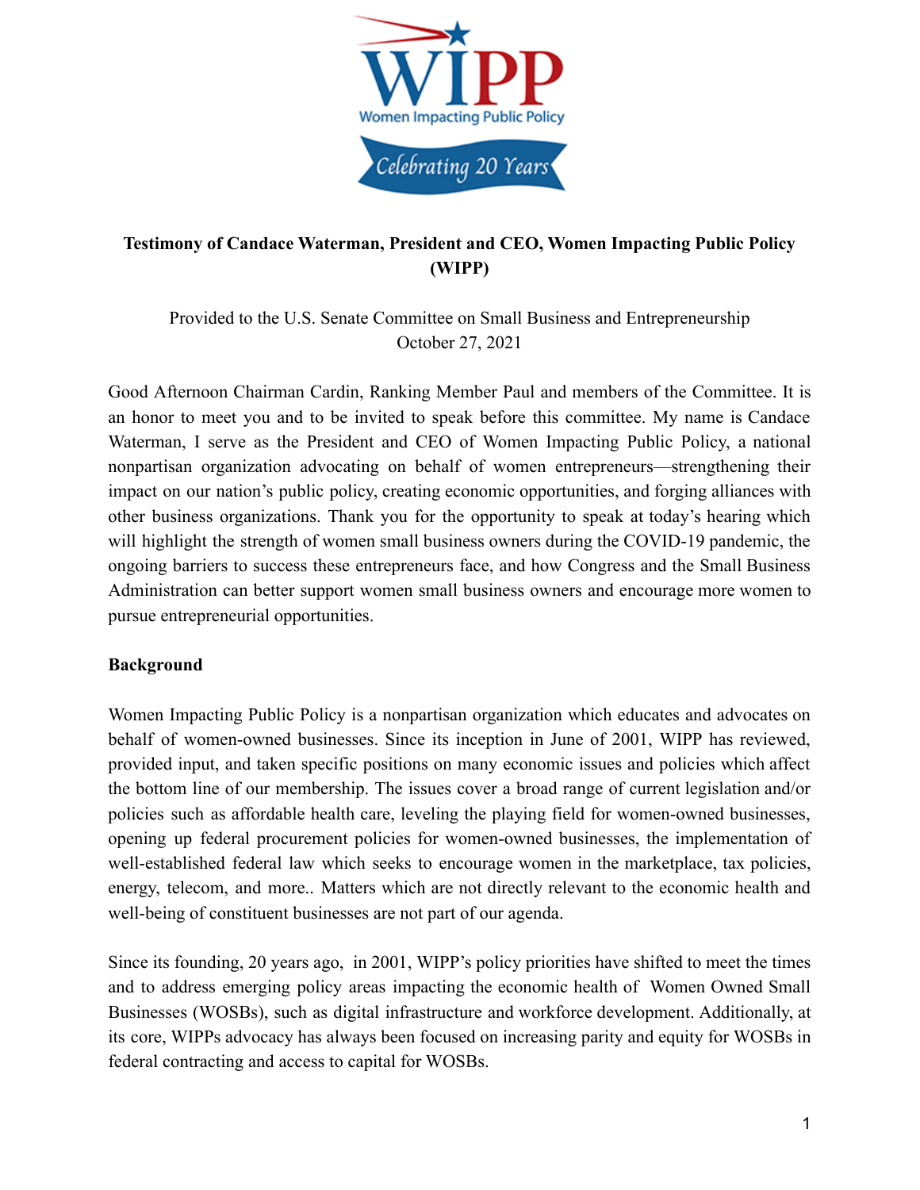WIPP

Women Impacting Public Policy

Celebrating 20 Years

**Testimony of Candace Waterman, President and CEO, Women Impacting Public Policy (WIPP)**

Provided to the U.S. Senate Committee on Small Business and Entrepreneurship
October 27, 2021

Good Afternoon Chairman Cardin, Ranking Member Paul and members of the Committee. It is an honor to meet you and to be invited to speak before this committee. My name is Candace Waterman, I serve as the President and CEO of Women Impacting Public Policy, a national nonpartisan organization advocating on behalf of women entrepreneurs—strengthening their impact on our nation's public policy, creating economic opportunities, and forging alliances with other business organizations. Thank you for the opportunity to speak at today's hearing which will highlight the strength of women small business owners during the COVID-19 pandemic, the ongoing barriers to success these entrepreneurs face, and how Congress and the Small Business Administration can better support women small business owners and encourage more women to pursue entrepreneurial opportunities.

**Background**

Women Impacting Public Policy is a nonpartisan organization which educates and advocates on behalf of women-owned businesses. Since its inception in June of 2001, WIPP has reviewed, provided input, and taken specific positions on many economic issues and policies which affect the bottom line of our membership. The issues cover a broad range of current legislation and/or policies such as affordable health care, leveling the playing field for women-owned businesses, opening up federal procurement policies for women-owned businesses, the implementation of well-established federal law which seeks to encourage women in the marketplace, tax policies, energy, telecom, and more.. Matters which are not directly relevant to the economic health and well-being of constituent businesses are not part of our agenda.

Since its founding, 20 years ago, in 2001, WIPP's policy priorities have shifted to meet the times and to address emerging policy areas impacting the economic health of Women Owned Small Businesses (WOSBs), such as digital infrastructure and workforce development. Additionally, at its core, WIPPs advocacy has always been focused on increasing parity and equity for WOSBs in federal contracting and access to capital for WOSBs.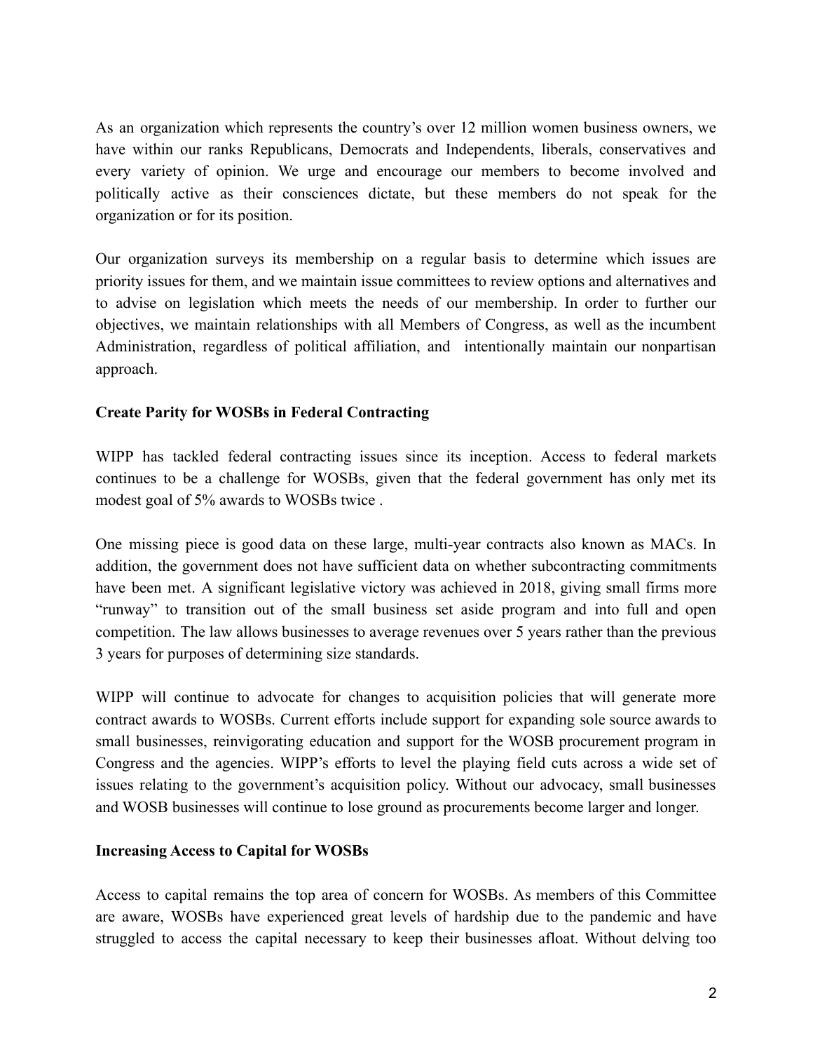As an organization which represents the country's over 12 million women business owners, we have within our ranks Republicans, Democrats and Independents, liberals, conservatives and every variety of opinion. We urge and encourage our members to become involved and politically active as their consciences dictate, but these members do not speak for the organization or for its position.

Our organization surveys its membership on a regular basis to determine which issues are priority issues for them, and we maintain issue committees to review options and alternatives and to advise on legislation which meets the needs of our membership. In order to further our objectives, we maintain relationships with all Members of Congress, as well as the incumbent Administration, regardless of political affiliation, and intentionally maintain our nonpartisan approach.

**Create Parity for WOSBs in Federal Contracting**

WIPP has tackled federal contracting issues since its inception. Access to federal markets continues to be a challenge for WOSBs, given that the federal government has only met its modest goal of 5% awards to WOSBs twice .

One missing piece is good data on these large, multi-year contracts also known as MACs. In addition, the government does not have sufficient data on whether subcontracting commitments have been met. A significant legislative victory was achieved in 2018, giving small firms more "runway" to transition out of the small business set aside program and into full and open competition. The law allows businesses to average revenues over 5 years rather than the previous 3 years for purposes of determining size standards.

WIPP will continue to advocate for changes to acquisition policies that will generate more contract awards to WOSBs. Current efforts include support for expanding sole source awards to small businesses, reinvigorating education and support for the WOSB procurement program in Congress and the agencies. WIPP's efforts to level the playing field cuts across a wide set of issues relating to the government's acquisition policy. Without our advocacy, small businesses and WOSB businesses will continue to lose ground as procurements become larger and longer.

**Increasing Access to Capital for WOSBs**

Access to capital remains the top area of concern for WOSBs. As members of this Committee are aware, WOSBs have experienced great levels of hardship due to the pandemic and have struggled to access the capital necessary to keep their businesses afloat. Without delving too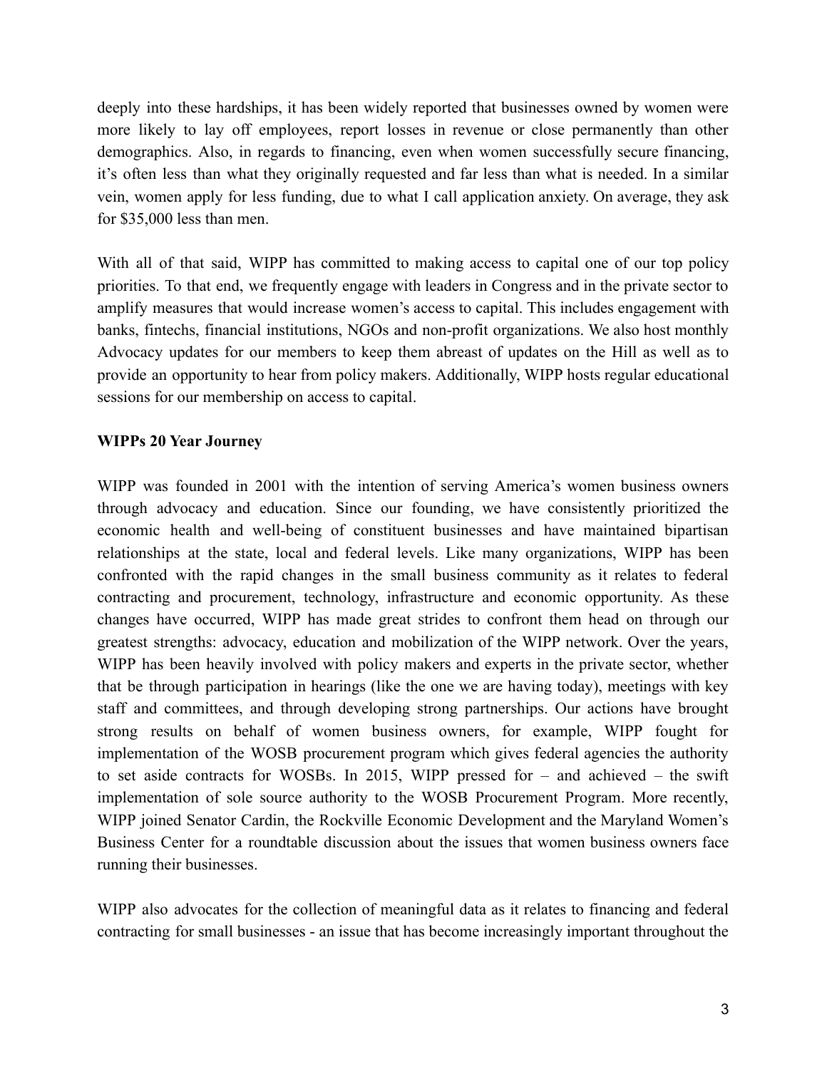deeply into these hardships, it has been widely reported that businesses owned by women were more likely to lay off employees, report losses in revenue or close permanently than other demographics. Also, in regards to financing, even when women successfully secure financing, it's often less than what they originally requested and far less than what is needed. In a similar vein, women apply for less funding, due to what I call application anxiety. On average, they ask for $35,000 less than men.

With all of that said, WIPP has committed to making access to capital one of our top policy priorities. To that end, we frequently engage with leaders in Congress and in the private sector to amplify measures that would increase women's access to capital. This includes engagement with banks, fintechs, financial institutions, NGOs and non-profit organizations. We also host monthly Advocacy updates for our members to keep them abreast of updates on the Hill as well as to provide an opportunity to hear from policy makers. Additionally, WIPP hosts regular educational sessions for our membership on access to capital.

**WIPPs 20 Year Journey**

WIPP was founded in 2001 with the intention of serving America's women business owners through advocacy and education. Since our founding, we have consistently prioritized the economic health and well-being of constituent businesses and have maintained bipartisan relationships at the state, local and federal levels. Like many organizations, WIPP has been confronted with the rapid changes in the small business community as it relates to federal contracting and procurement, technology, infrastructure and economic opportunity. As these changes have occurred, WIPP has made great strides to confront them head on through our greatest strengths: advocacy, education and mobilization of the WIPP network. Over the years, WIPP has been heavily involved with policy makers and experts in the private sector, whether that be through participation in hearings (like the one we are having today), meetings with key staff and committees, and through developing strong partnerships. Our actions have brought strong results on behalf of women business owners, for example, WIPP fought for implementation of the WOSB procurement program which gives federal agencies the authority to set aside contracts for WOSBs. In 2015, WIPP pressed for – and achieved – the swift implementation of sole source authority to the WOSB Procurement Program. More recently, WIPP joined Senator Cardin, the Rockville Economic Development and the Maryland Women's Business Center for a roundtable discussion about the issues that women business owners face running their businesses.

WIPP also advocates for the collection of meaningful data as it relates to financing and federal contracting for small businesses - an issue that has become increasingly important throughout the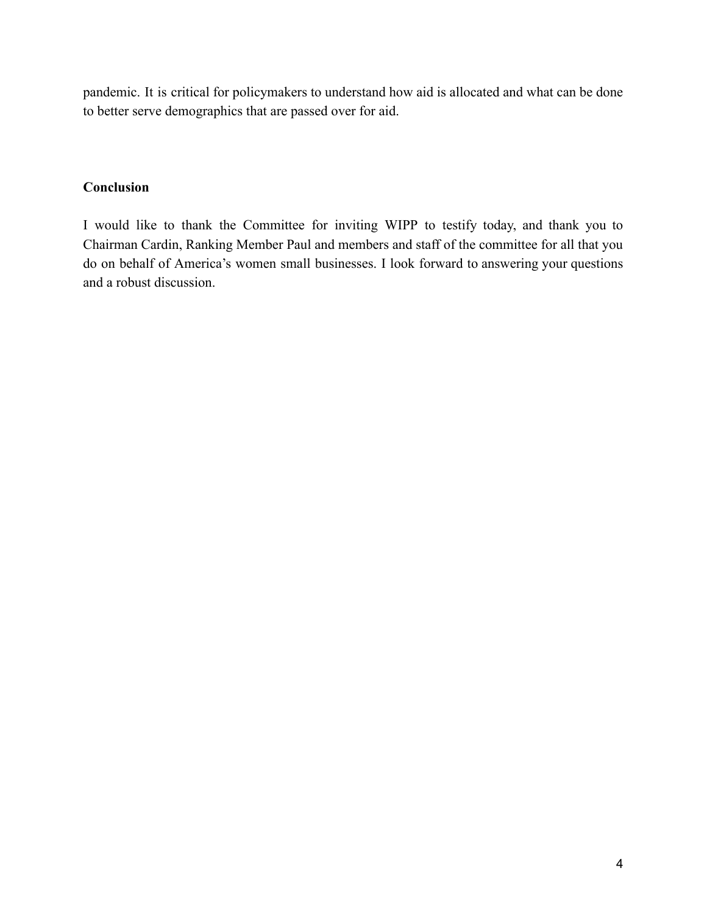pandemic. It is critical for policymakers to understand how aid is allocated and what can be done to better serve demographics that are passed over for aid.

## Conclusion

I would like to thank the Committee for inviting WIPP to testify today, and thank you to Chairman Cardin, Ranking Member Paul and members and staff of the committee for all that you do on behalf of America's women small businesses. I look forward to answering your questions and a robust discussion.